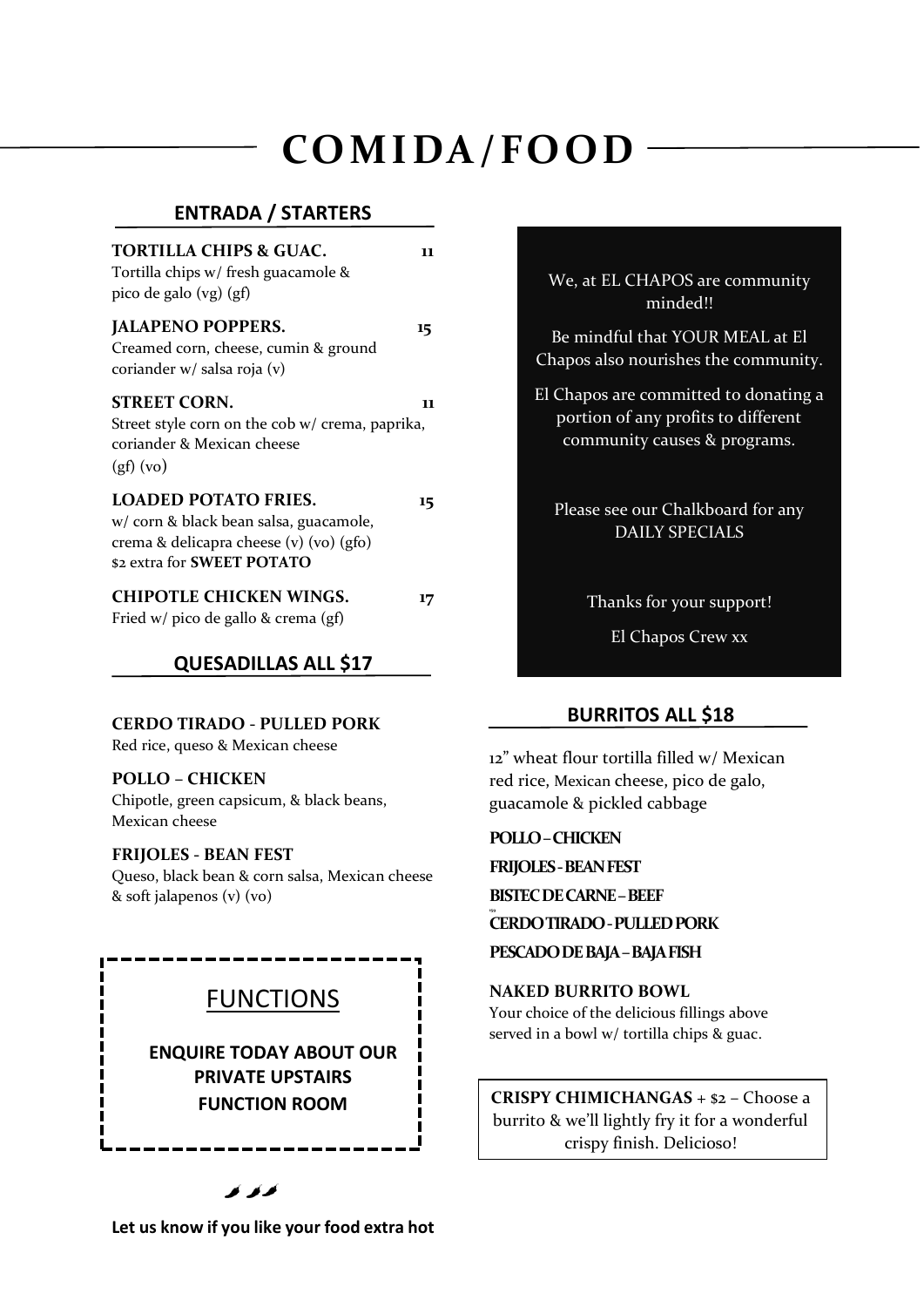// COMIDA / FOOD — menu page, original layout in two columns

# COMIDA / FOOD

## ENTRADA / STARTERS

**TORTILLA CHIPS & GUAC.** 11
Tortilla chips w/ fresh guacamole & pico de galo (vg) (gf)

**JALAPENO POPPERS.** 15
Creamed corn, cheese, cumin & ground coriander w/ salsa roja (v)

**STREET CORN.** 11
Street style corn on the cob w/ crema, paprika, coriander & Mexican cheese (gf) (vo)

**LOADED POTATO FRIES.** 15
w/ corn & black bean salsa, guacamole, crema & delicapra cheese (v) (vo) (gfo)
$2 extra for **SWEET POTATO**

**CHIPOTLE CHICKEN WINGS.** 17
Fried w/ pico de gallo & crema (gf)

## QUESADILLAS ALL $17

**CERDO TIRADO - PULLED PORK**
Red rice, queso & Mexican cheese

**POLLO – CHICKEN**
Chipotle, green capsicum, & black beans, Mexican cheese

**FRIJOLES - BEAN FEST**
Queso, black bean & corn salsa, Mexican cheese & soft jalapenos (v) (vo)

## FUNCTIONS

**ENQUIRE TODAY ABOUT OUR PRIVATE UPSTAIRS FUNCTION ROOM**

**Let us know if you like your food extra hot**

We, at EL CHAPOS are community minded!!

Be mindful that YOUR MEAL at El Chapos also nourishes the community.

El Chapos are committed to donating a portion of any profits to different community causes & programs.

Please see our Chalkboard for any DAILY SPECIALS

Thanks for your support!

El Chapos Crew xx

## BURRITOS ALL $18

12" wheat flour tortilla filled w/ Mexican red rice, Mexican cheese, pico de galo, guacamole & pickled cabbage

**POLLO – CHICKEN**

**FRIJOLES - BEAN FEST**

**BISTEC DE CARNE – BEEF**

**CERDO TIRADO - PULLED PORK**

**PESCADO DE BAJA – BAJA FISH**

**NAKED BURRITO BOWL**
Your choice of the delicious fillings above served in a bowl w/ tortilla chips & guac.

**CRISPY CHIMICHANGAS** + $2 – Choose a burrito & we'll lightly fry it for a wonderful crispy finish. Delicioso!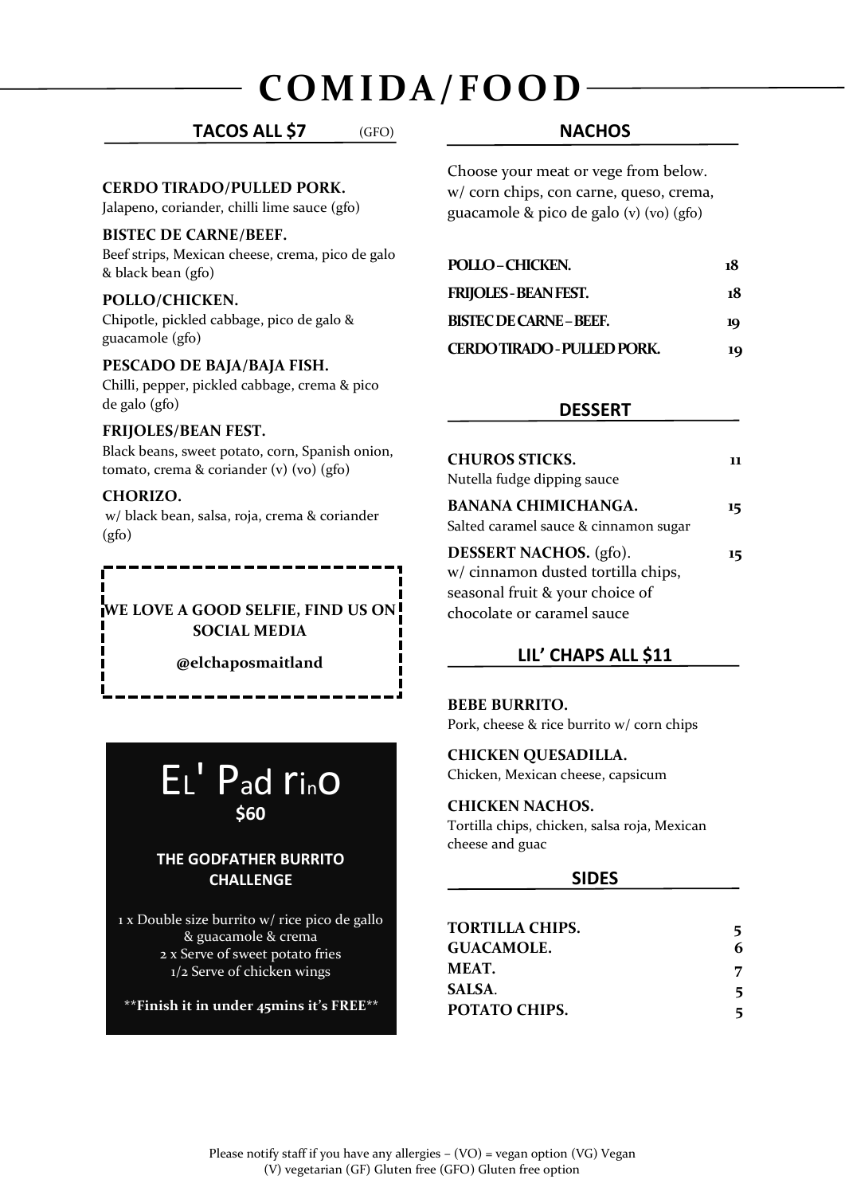# COMIDA/FOOD

## TACOS ALL $7 (GFO)

**CERDO TIRADO/PULLED PORK.**
Jalapeno, coriander, chilli lime sauce (gfo)

**BISTEC DE CARNE/BEEF.**
Beef strips, Mexican cheese, crema, pico de galo & black bean (gfo)

**POLLO/CHICKEN.**
Chipotle, pickled cabbage, pico de galo & guacamole (gfo)

**PESCADO DE BAJA/BAJA FISH.**
Chilli, pepper, pickled cabbage, crema & pico de galo (gfo)

**FRIJOLES/BEAN FEST.**
Black beans, sweet potato, corn, Spanish onion, tomato, crema & coriander (v) (vo) (gfo)

**CHORIZO.**
w/ black bean, salsa, roja, crema & coriander (gfo)

**WE LOVE A GOOD SELFIE, FIND US ON SOCIAL MEDIA**

**@elchaposmaitland**

## EL' Padrino
**$60**

**THE GODFATHER BURRITO CHALLENGE**

1 x Double size burrito w/ rice pico de gallo & guacamole & crema
2 x Serve of sweet potato fries
1/2 Serve of chicken wings

**Finish it in under 45mins it's FREE**

## NACHOS

Choose your meat or vege from below. w/ corn chips, con carne, queso, crema, guacamole & pico de galo (v) (vo) (gfo)

| | |
|---|---|
| **POLLO – CHICKEN.** | 18 |
| **FRIJOLES - BEAN FEST.** | 18 |
| **BISTEC DE CARNE – BEEF.** | 19 |
| **CERDO TIRADO - PULLED PORK.** | 19 |

## DESSERT

**CHUROS STICKS.** 11
Nutella fudge dipping sauce

**BANANA CHIMICHANGA.** 15
Salted caramel sauce & cinnamon sugar

**DESSERT NACHOS.** (gfo). 15
w/ cinnamon dusted tortilla chips, seasonal fruit & your choice of chocolate or caramel sauce

## LIL' CHAPS ALL $11

**BEBE BURRITO.**
Pork, cheese & rice burrito w/ corn chips

**CHICKEN QUESADILLA.**
Chicken, Mexican cheese, capsicum

**CHICKEN NACHOS.**
Tortilla chips, chicken, salsa roja, Mexican cheese and guac

## SIDES

| | |
|---|---|
| **TORTILLA CHIPS.** | 5 |
| **GUACAMOLE.** | 6 |
| **MEAT.** | 7 |
| **SALSA.** | 5 |
| **POTATO CHIPS.** | 5 |

Please notify staff if you have any allergies – (VO) = vegan option (VG) Vegan (V) vegetarian (GF) Gluten free (GFO) Gluten free option